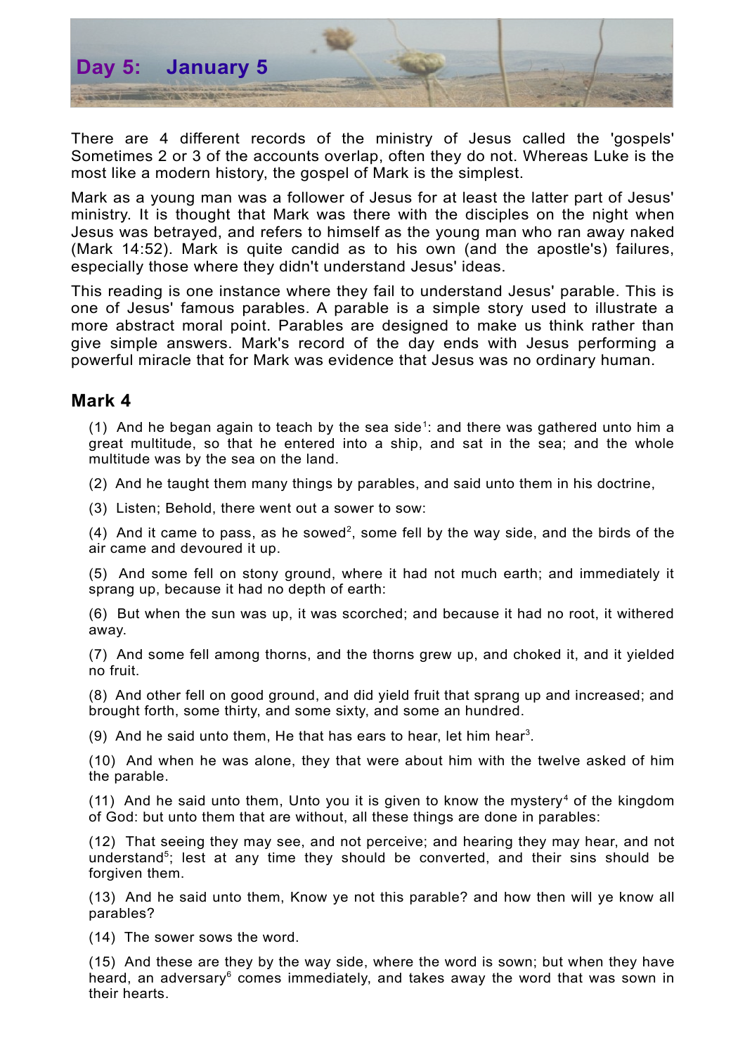# Day 5: January 5

There are 4 different records of the ministry of Jesus called the 'gospels' Sometimes 2 or 3 of the accounts overlap, often they do not. Whereas Luke is the most like a modern history, the gospel of Mark is the simplest.

Mark as a young man was a follower of Jesus for at least the latter part of Jesus' ministry. It is thought that Mark was there with the disciples on the night when Jesus was betrayed, and refers to himself as the young man who ran away naked (Mark 14:52). Mark is quite candid as to his own (and the apostle's) failures, especially those where they didn't understand Jesus' ideas.

This reading is one instance where they fail to understand Jesus' parable. This is one of Jesus' famous parables. A parable is a simple story used to illustrate a more abstract moral point. Parables are designed to make us think rather than give simple answers. Mark's record of the day ends with Jesus performing a powerful miracle that for Mark was evidence that Jesus was no ordinary human.

## Mark 4

(1) And he began again to teach by the sea side[1]: and there was gathered unto him a great multitude, so that he entered into a ship, and sat in the sea; and the whole multitude was by the sea on the land.

(2) And he taught them many things by parables, and said unto them in his doctrine,

(3) Listen; Behold, there went out a sower to sow:

(4) And it came to pass, as he sowed[2], some fell by the way side, and the birds of the air came and devoured it up.

(5) And some fell on stony ground, where it had not much earth; and immediately it sprang up, because it had no depth of earth:

(6) But when the sun was up, it was scorched; and because it had no root, it withered away.

(7) And some fell among thorns, and the thorns grew up, and choked it, and it yielded no fruit.

(8) And other fell on good ground, and did yield fruit that sprang up and increased; and brought forth, some thirty, and some sixty, and some an hundred.

(9) And he said unto them, He that has ears to hear, let him hear[3].

(10) And when he was alone, they that were about him with the twelve asked of him the parable.

(11) And he said unto them, Unto you it is given to know the mystery[4] of the kingdom of God: but unto them that are without, all these things are done in parables:

(12) That seeing they may see, and not perceive; and hearing they may hear, and not understand[5]; lest at any time they should be converted, and their sins should be forgiven them.

(13) And he said unto them, Know ye not this parable? and how then will ye know all parables?

(14) The sower sows the word.

(15) And these are they by the way side, where the word is sown; but when they have heard, an adversary[6] comes immediately, and takes away the word that was sown in their hearts.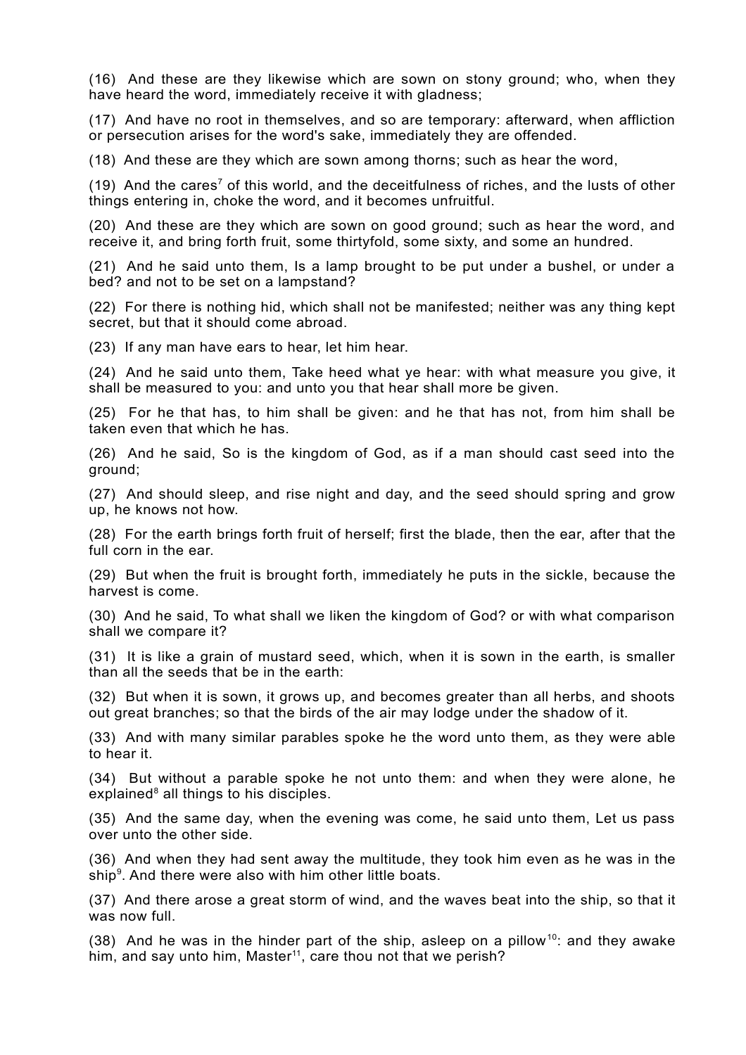(16) And these are they likewise which are sown on stony ground; who, when they have heard the word, immediately receive it with gladness;

(17) And have no root in themselves, and so are temporary: afterward, when affliction or persecution arises for the word's sake, immediately they are offended.

(18) And these are they which are sown among thorns; such as hear the word,

(19) And the cares[7] of this world, and the deceitfulness of riches, and the lusts of other things entering in, choke the word, and it becomes unfruitful.

(20) And these are they which are sown on good ground; such as hear the word, and receive it, and bring forth fruit, some thirtyfold, some sixty, and some an hundred.

(21) And he said unto them, Is a lamp brought to be put under a bushel, or under a bed? and not to be set on a lampstand?

(22) For there is nothing hid, which shall not be manifested; neither was any thing kept secret, but that it should come abroad.

(23) If any man have ears to hear, let him hear.

(24) And he said unto them, Take heed what ye hear: with what measure you give, it shall be measured to you: and unto you that hear shall more be given.

(25) For he that has, to him shall be given: and he that has not, from him shall be taken even that which he has.

(26) And he said, So is the kingdom of God, as if a man should cast seed into the ground;

(27) And should sleep, and rise night and day, and the seed should spring and grow up, he knows not how.

(28) For the earth brings forth fruit of herself; first the blade, then the ear, after that the full corn in the ear.

(29) But when the fruit is brought forth, immediately he puts in the sickle, because the harvest is come.

(30) And he said, To what shall we liken the kingdom of God? or with what comparison shall we compare it?

(31) It is like a grain of mustard seed, which, when it is sown in the earth, is smaller than all the seeds that be in the earth:

(32) But when it is sown, it grows up, and becomes greater than all herbs, and shoots out great branches; so that the birds of the air may lodge under the shadow of it.

(33) And with many similar parables spoke he the word unto them, as they were able to hear it.

(34) But without a parable spoke he not unto them: and when they were alone, he explained[8] all things to his disciples.

(35) And the same day, when the evening was come, he said unto them, Let us pass over unto the other side.

(36) And when they had sent away the multitude, they took him even as he was in the ship[9]. And there were also with him other little boats.

(37) And there arose a great storm of wind, and the waves beat into the ship, so that it was now full.

(38) And he was in the hinder part of the ship, asleep on a pillow[10]: and they awake him, and say unto him, Master[11], care thou not that we perish?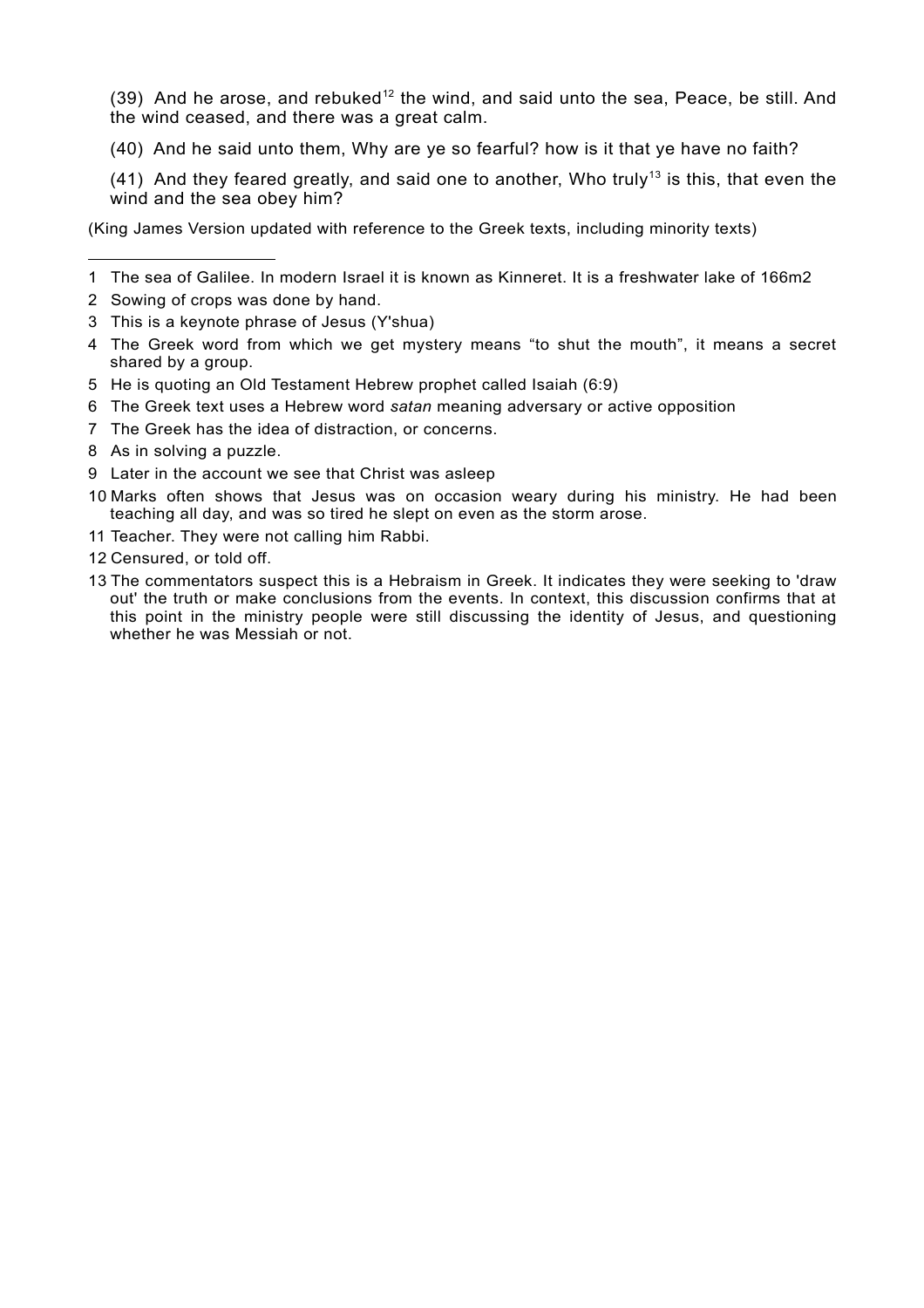(39) And he arose, and rebuked[12] the wind, and said unto the sea, Peace, be still. And the wind ceased, and there was a great calm.

(40) And he said unto them, Why are ye so fearful? how is it that ye have no faith?

(41) And they feared greatly, and said one to another, Who truly[13] is this, that even the wind and the sea obey him?

(King James Version updated with reference to the Greek texts, including minority texts)

---

1 The sea of Galilee. In modern Israel it is known as Kinneret. It is a freshwater lake of 166m2

2 Sowing of crops was done by hand.

3 This is a keynote phrase of Jesus (Y'shua)

4 The Greek word from which we get mystery means "to shut the mouth", it means a secret shared by a group.

5 He is quoting an Old Testament Hebrew prophet called Isaiah (6:9)

6 The Greek text uses a Hebrew word *satan* meaning adversary or active opposition

7 The Greek has the idea of distraction, or concerns.

8 As in solving a puzzle.

9 Later in the account we see that Christ was asleep

10 Marks often shows that Jesus was on occasion weary during his ministry. He had been teaching all day, and was so tired he slept on even as the storm arose.

11 Teacher. They were not calling him Rabbi.

12 Censured, or told off.

13 The commentators suspect this is a Hebraism in Greek. It indicates they were seeking to 'draw out' the truth or make conclusions from the events. In context, this discussion confirms that at this point in the ministry people were still discussing the identity of Jesus, and questioning whether he was Messiah or not.